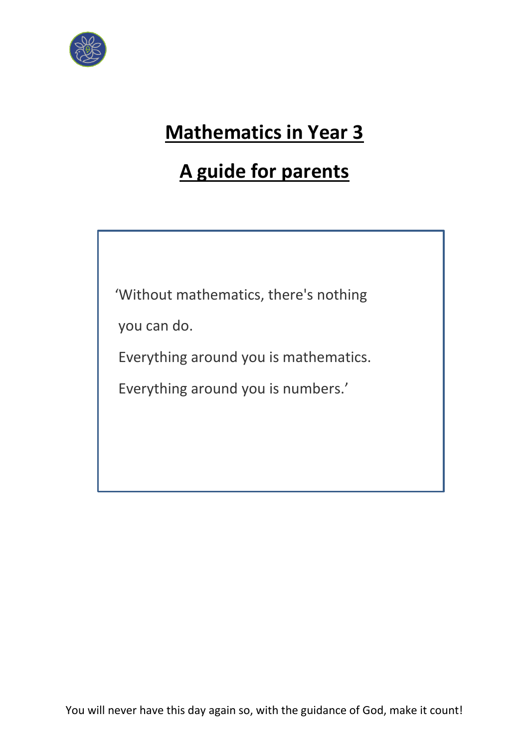# Mathematics in Year 3

# A guide for parents

'Without mathematics, there's nothing

you can do.

Everything around you is mathematics.

Everything around you is numbers.'

You will never have this day again so, with the guidance of God, make it count!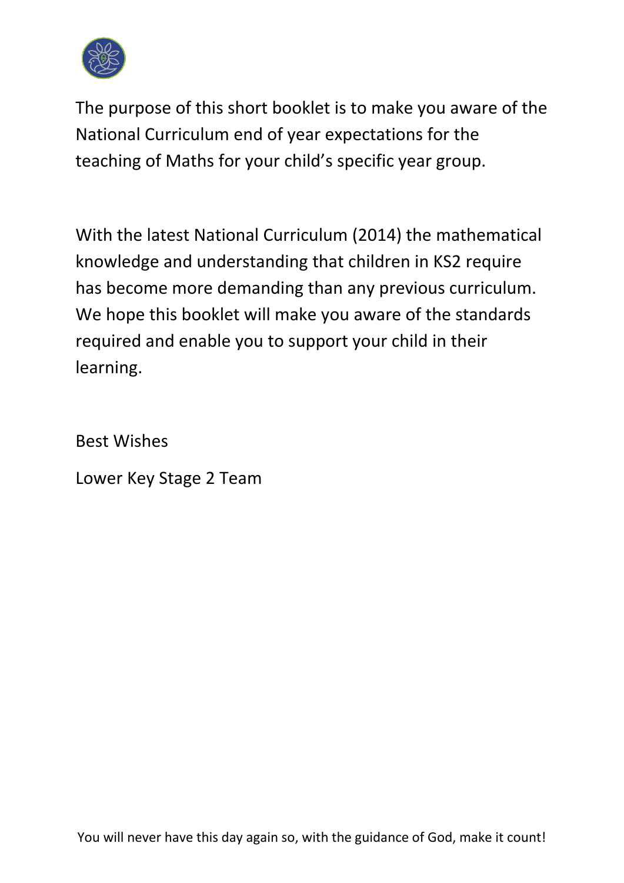The purpose of this short booklet is to make you aware of the National Curriculum end of year expectations for the teaching of Maths for your child's specific year group.

With the latest National Curriculum (2014) the mathematical knowledge and understanding that children in KS2 require has become more demanding than any previous curriculum. We hope this booklet will make you aware of the standards required and enable you to support your child in their learning.

Best Wishes

Lower Key Stage 2 Team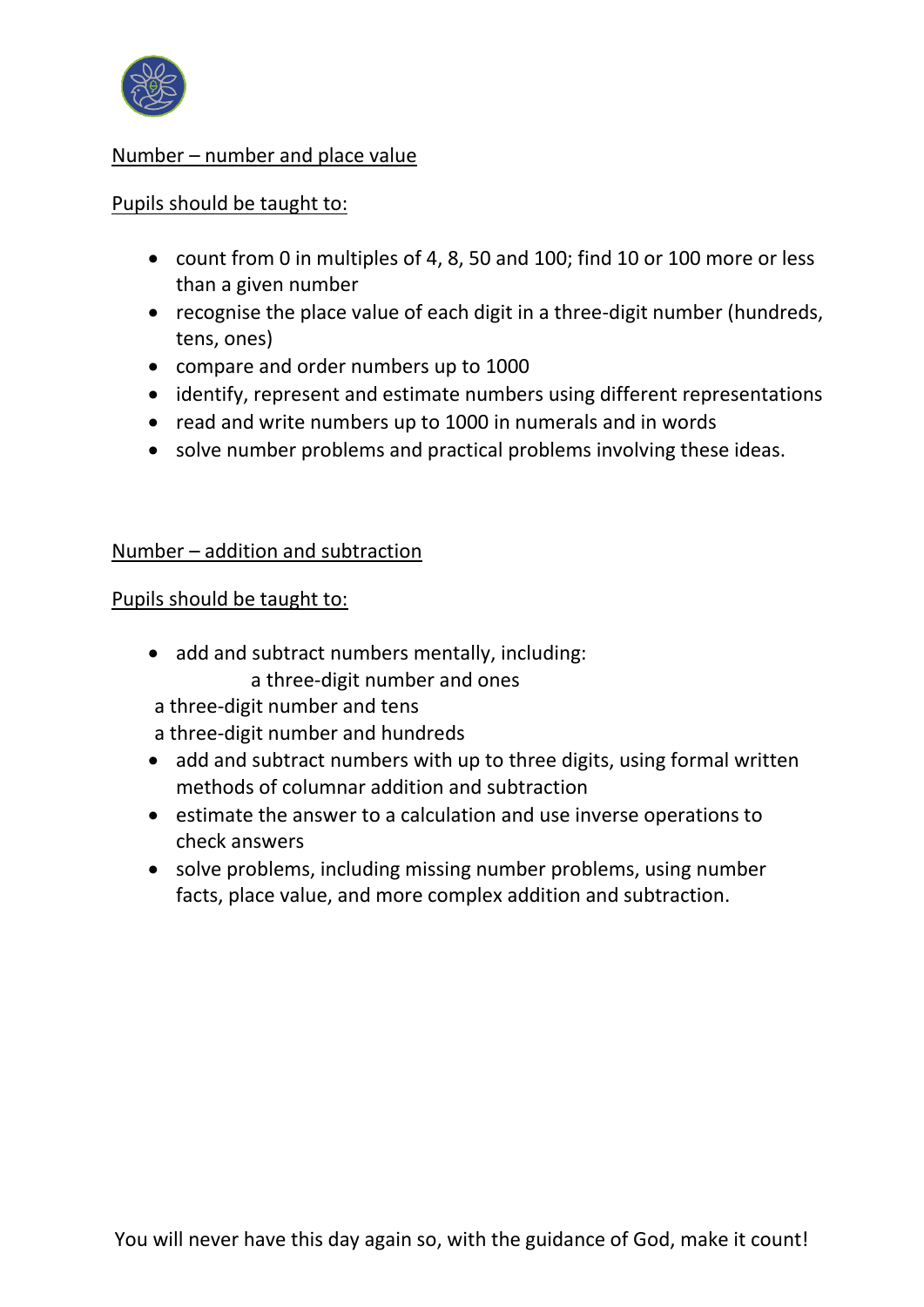Number – number and place value

Pupils should be taught to:

- count from 0 in multiples of 4, 8, 50 and 100; find 10 or 100 more or less than a given number
- recognise the place value of each digit in a three-digit number (hundreds, tens, ones)
- compare and order numbers up to 1000
- identify, represent and estimate numbers using different representations
- read and write numbers up to 1000 in numerals and in words
- solve number problems and practical problems involving these ideas.

Number – addition and subtraction

Pupils should be taught to:

- add and subtract numbers mentally, including:
  - a three-digit number and ones
  - a three-digit number and tens
  - a three-digit number and hundreds
- add and subtract numbers with up to three digits, using formal written methods of columnar addition and subtraction
- estimate the answer to a calculation and use inverse operations to check answers
- solve problems, including missing number problems, using number facts, place value, and more complex addition and subtraction.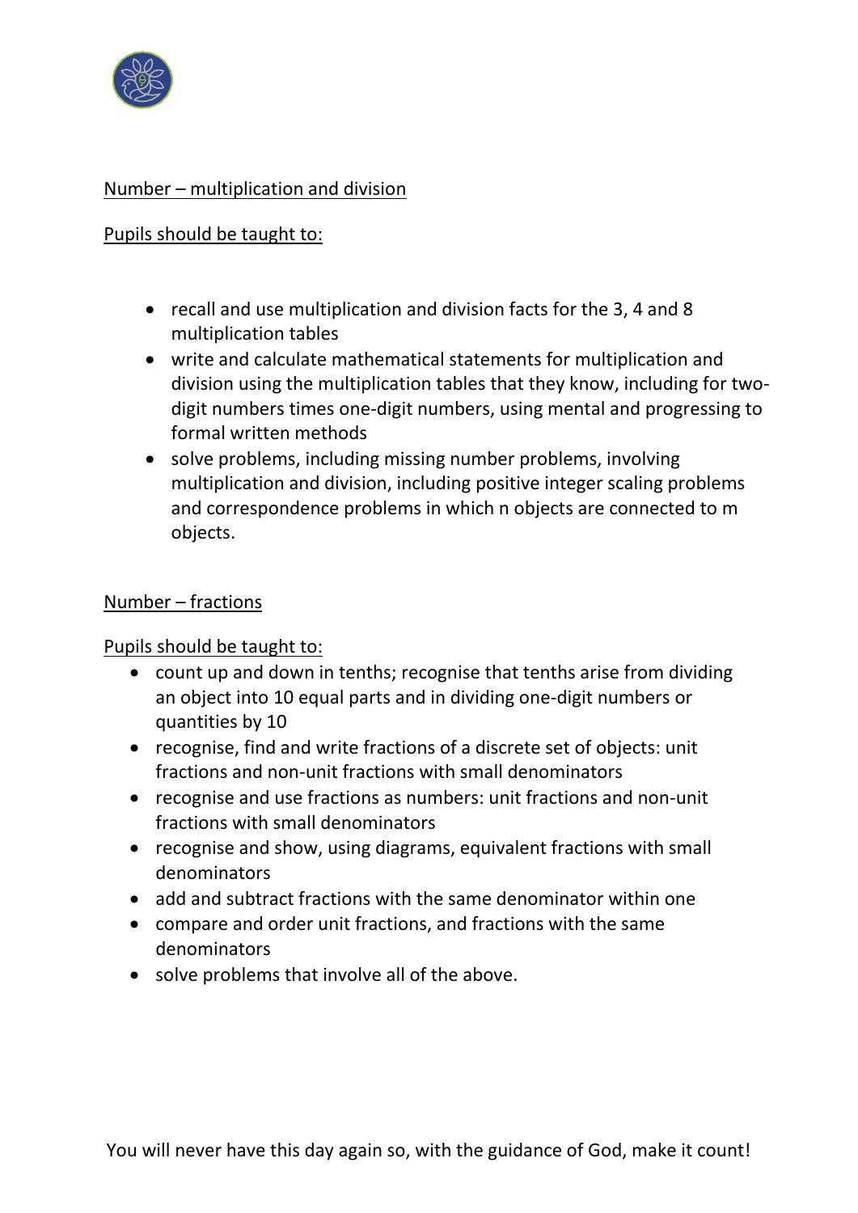Number – multiplication and division

Pupils should be taught to:

- recall and use multiplication and division facts for the 3, 4 and 8 multiplication tables
- write and calculate mathematical statements for multiplication and division using the multiplication tables that they know, including for two-digit numbers times one-digit numbers, using mental and progressing to formal written methods
- solve problems, including missing number problems, involving multiplication and division, including positive integer scaling problems and correspondence problems in which n objects are connected to m objects.

Number – fractions

Pupils should be taught to:

- count up and down in tenths; recognise that tenths arise from dividing an object into 10 equal parts and in dividing one-digit numbers or quantities by 10
- recognise, find and write fractions of a discrete set of objects: unit fractions and non-unit fractions with small denominators
- recognise and use fractions as numbers: unit fractions and non-unit fractions with small denominators
- recognise and show, using diagrams, equivalent fractions with small denominators
- add and subtract fractions with the same denominator within one
- compare and order unit fractions, and fractions with the same denominators
- solve problems that involve all of the above.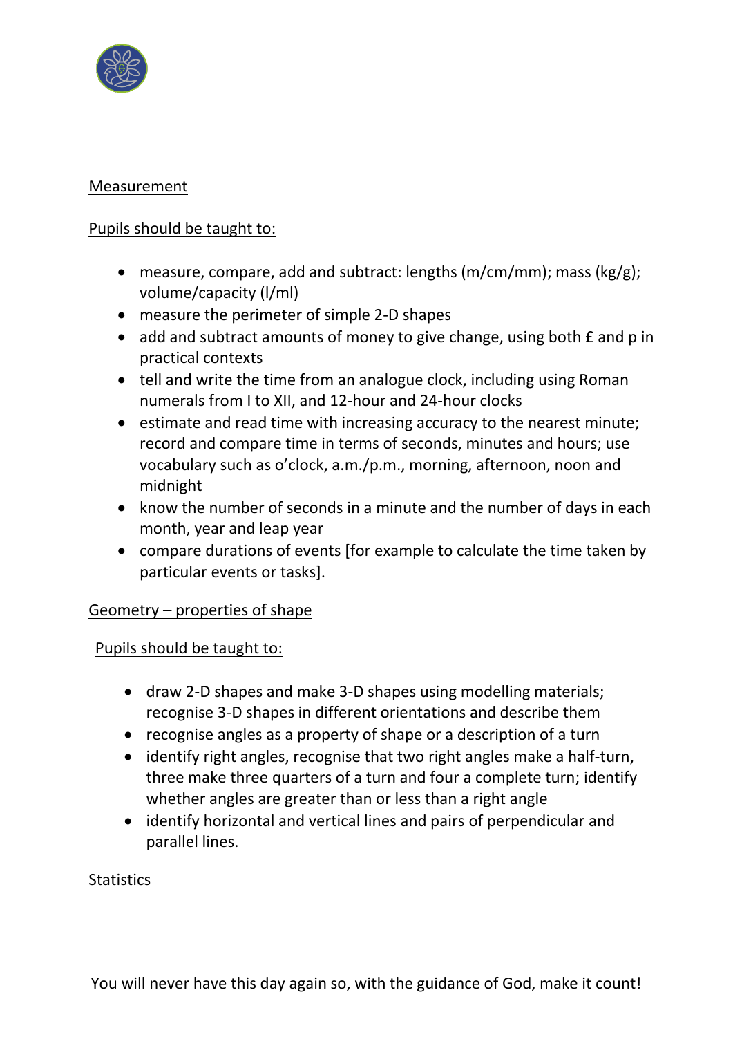## Measurement

Pupils should be taught to:

- measure, compare, add and subtract: lengths (m/cm/mm); mass (kg/g); volume/capacity (l/ml)
- measure the perimeter of simple 2-D shapes
- add and subtract amounts of money to give change, using both £ and p in practical contexts
- tell and write the time from an analogue clock, including using Roman numerals from I to XII, and 12-hour and 24-hour clocks
- estimate and read time with increasing accuracy to the nearest minute; record and compare time in terms of seconds, minutes and hours; use vocabulary such as o'clock, a.m./p.m., morning, afternoon, noon and midnight
- know the number of seconds in a minute and the number of days in each month, year and leap year
- compare durations of events [for example to calculate the time taken by particular events or tasks].

## Geometry – properties of shape

Pupils should be taught to:

- draw 2-D shapes and make 3-D shapes using modelling materials; recognise 3-D shapes in different orientations and describe them
- recognise angles as a property of shape or a description of a turn
- identify right angles, recognise that two right angles make a half-turn, three make three quarters of a turn and four a complete turn; identify whether angles are greater than or less than a right angle
- identify horizontal and vertical lines and pairs of perpendicular and parallel lines.

## Statistics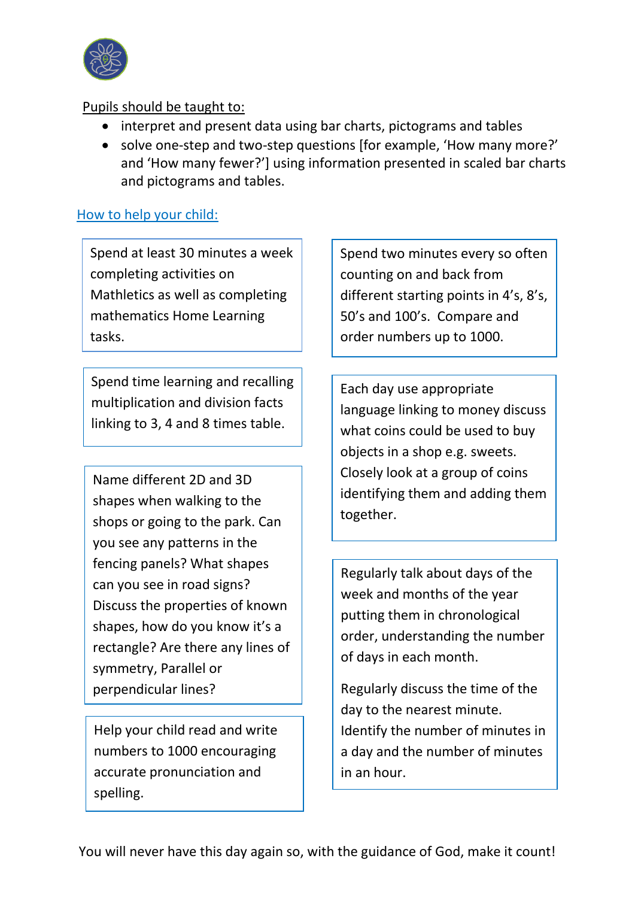Pupils should be taught to:

- interpret and present data using bar charts, pictograms and tables
- solve one-step and two-step questions [for example, 'How many more?' and 'How many fewer?'] using information presented in scaled bar charts and pictograms and tables.

How to help your child:

Spend at least 30 minutes a week completing activities on Mathletics as well as completing mathematics Home Learning tasks.

Spend time learning and recalling multiplication and division facts linking to 3, 4 and 8 times table.

Name different 2D and 3D shapes when walking to the shops or going to the park. Can you see any patterns in the fencing panels? What shapes can you see in road signs? Discuss the properties of known shapes, how do you know it's a rectangle? Are there any lines of symmetry, Parallel or perpendicular lines?

Help your child read and write numbers to 1000 encouraging accurate pronunciation and spelling.

Spend two minutes every so often counting on and back from different starting points in 4's, 8's, 50's and 100's. Compare and order numbers up to 1000.

Each day use appropriate language linking to money discuss what coins could be used to buy objects in a shop e.g. sweets. Closely look at a group of coins identifying them and adding them together.

Regularly talk about days of the week and months of the year putting them in chronological order, understanding the number of days in each month.

Regularly discuss the time of the day to the nearest minute. Identify the number of minutes in a day and the number of minutes in an hour.

You will never have this day again so, with the guidance of God, make it count!